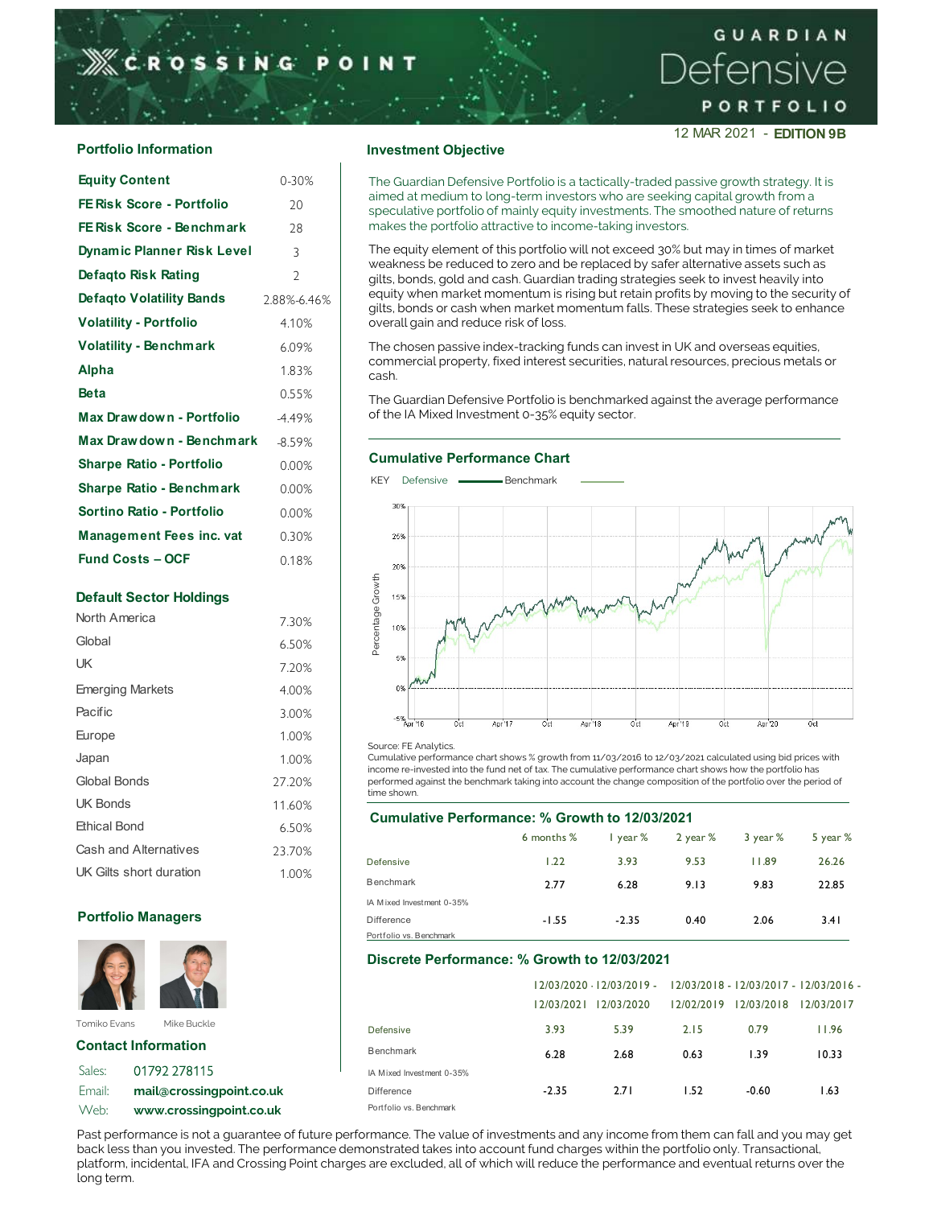# CROSSING POINT

# GUARDIAN Defensive PORTFOLIO

12 MAR 2021 - **EDITION 9B**

## Portfolio Information

| | |
|---|---|
| **Equity Content** | 0-30% |
| **FE Risk Score - Portfolio** | 20 |
| **FE Risk Score - Benchmark** | 28 |
| **Dynamic Planner Risk Level** | 3 |
| **Defaqto Risk Rating** | 2 |
| **Defaqto Volatility Bands** | 2.88%-6.46% |
| **Volatility - Portfolio** | 4.10% |
| **Volatility - Benchmark** | 6.09% |
| **Alpha** | 1.83% |
| **Beta** | 0.55% |
| **Max Drawdown - Portfolio** | -4.49% |
| **Max Drawdown - Benchmark** | -8.59% |
| **Sharpe Ratio - Portfolio** | 0.00% |
| **Sharpe Ratio - Benchmark** | 0.00% |
| **Sortino Ratio - Portfolio** | 0.00% |
| **Management Fees inc. vat** | 0.30% |
| **Fund Costs – OCF** | 0.18% |

## Default Sector Holdings

| | |
|---|---|
| North America | 7.30% |
| Global | 6.50% |
| UK | 7.20% |
| Emerging Markets | 4.00% |
| Pacific | 3.00% |
| Europe | 1.00% |
| Japan | 1.00% |
| Global Bonds | 27.20% |
| UK Bonds | 11.60% |
| Ethical Bond | 6.50% |
| Cash and Alternatives | 23.70% |
| UK Gilts short duration | 1.00% |

## Portfolio Managers

Tomiko Evans    Mike Buckle

## Contact Information

Sales: 01792 278115
Email: **mail@crossingpoint.co.uk**
Web: **www.crossingpoint.co.uk**

## Investment Objective

The Guardian Defensive Portfolio is a tactically-traded passive growth strategy. It is aimed at medium to long-term investors who are seeking capital growth from a speculative portfolio of mainly equity investments. The smoothed nature of returns makes the portfolio attractive to income-taking investors.

The equity element of this portfolio will not exceed 30% but may in times of market weakness be reduced to zero and be replaced by safer alternative assets such as gilts, bonds, gold and cash. Guardian trading strategies seek to invest heavily into equity when market momentum is rising but retain profits by moving to the security of gilts, bonds or cash when market momentum falls. These strategies seek to enhance overall gain and reduce risk of loss.

The chosen passive index-tracking funds can invest in UK and overseas equities, commercial property, fixed interest securities, natural resources, precious metals or cash.

The Guardian Defensive Portfolio is benchmarked against the average performance of the IA Mixed Investment 0-35% equity sector.

## Cumulative Performance Chart

Source: FE Analytics.
Cumulative performance chart shows % growth from 11/03/2016 to 12/03/2021 calculated using bid prices with income re-invested into the fund net of tax. The cumulative performance chart shows how the portfolio has performed against the benchmark taking into account the change composition of the portfolio over the period of time shown.

## Cumulative Performance: % Growth to 12/03/2021

| | 6 months % | 1 year % | 2 year % | 3 year % | 5 year % |
|---|---|---|---|---|---|
| Defensive | 1.22 | 3.93 | 9.53 | 11.89 | 26.26 |
| Benchmark<br>IA Mixed Investment 0-35% | 2.77 | 6.28 | 9.13 | 9.83 | 22.85 |
| Difference<br>Portfolio vs. Benchmark | -1.55 | -2.35 | 0.40 | 2.06 | 3.41 |

## Discrete Performance: % Growth to 12/03/2021

| | 12/03/2020 - 12/03/2021 | 12/03/2019 - 12/03/2020 | 12/03/2018 - 12/02/2019 | 12/03/2017 - 12/03/2018 | 12/03/2016 - 12/03/2017 |
|---|---|---|---|---|---|
| Defensive | 3.93 | 5.39 | 2.15 | 0.79 | 11.96 |
| Benchmark<br>IA Mixed Investment 0-35% | 6.28 | 2.68 | 0.63 | 1.39 | 10.33 |
| Difference<br>Portfolio vs. Benchmark | -2.35 | 2.71 | 1.52 | -0.60 | 1.63 |

Past performance is not a guarantee of future performance. The value of investments and any income from them can fall and you may get back less than you invested. The performance demonstrated takes into account fund charges within the portfolio only. Transactional, platform, incidental, IFA and Crossing Point charges are excluded, all of which will reduce the performance and eventual returns over the long term.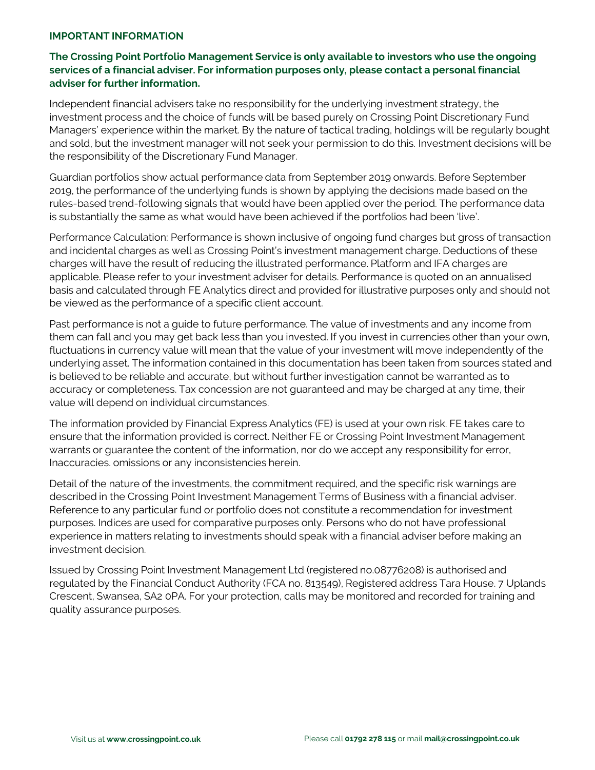## IMPORTANT INFORMATION

**The Crossing Point Portfolio Management Service is only available to investors who use the ongoing services of a financial adviser. For information purposes only, please contact a personal financial adviser for further information.**

Independent financial advisers take no responsibility for the underlying investment strategy, the investment process and the choice of funds will be based purely on Crossing Point Discretionary Fund Managers' experience within the market. By the nature of tactical trading, holdings will be regularly bought and sold, but the investment manager will not seek your permission to do this. Investment decisions will be the responsibility of the Discretionary Fund Manager.

Guardian portfolios show actual performance data from September 2019 onwards. Before September 2019, the performance of the underlying funds is shown by applying the decisions made based on the rules-based trend-following signals that would have been applied over the period. The performance data is substantially the same as what would have been achieved if the portfolios had been 'live'.

Performance Calculation: Performance is shown inclusive of ongoing fund charges but gross of transaction and incidental charges as well as Crossing Point's investment management charge. Deductions of these charges will have the result of reducing the illustrated performance. Platform and IFA charges are applicable. Please refer to your investment adviser for details. Performance is quoted on an annualised basis and calculated through FE Analytics direct and provided for illustrative purposes only and should not be viewed as the performance of a specific client account.

Past performance is not a guide to future performance. The value of investments and any income from them can fall and you may get back less than you invested. If you invest in currencies other than your own, fluctuations in currency value will mean that the value of your investment will move independently of the underlying asset. The information contained in this documentation has been taken from sources stated and is believed to be reliable and accurate, but without further investigation cannot be warranted as to accuracy or completeness. Tax concession are not guaranteed and may be charged at any time, their value will depend on individual circumstances.

The information provided by Financial Express Analytics (FE) is used at your own risk. FE takes care to ensure that the information provided is correct. Neither FE or Crossing Point Investment Management warrants or guarantee the content of the information, nor do we accept any responsibility for error, Inaccuracies. omissions or any inconsistencies herein.

Detail of the nature of the investments, the commitment required, and the specific risk warnings are described in the Crossing Point Investment Management Terms of Business with a financial adviser. Reference to any particular fund or portfolio does not constitute a recommendation for investment purposes. Indices are used for comparative purposes only. Persons who do not have professional experience in matters relating to investments should speak with a financial adviser before making an investment decision.

Issued by Crossing Point Investment Management Ltd (registered no.08776208) is authorised and regulated by the Financial Conduct Authority (FCA no. 813549), Registered address Tara House. 7 Uplands Crescent, Swansea, SA2 0PA. For your protection, calls may be monitored and recorded for training and quality assurance purposes.

Visit us at **www.crossingpoint.co.uk** Please call **01792 278 115** or mail **mail@crossingpoint.co.uk**